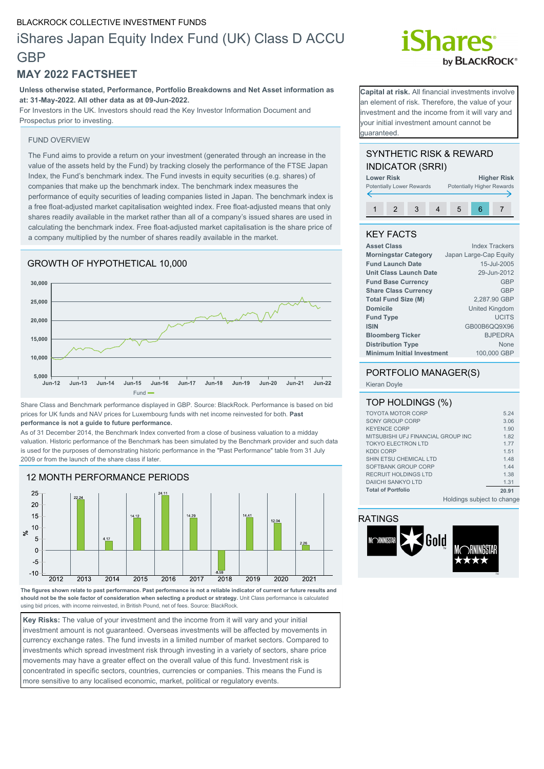BLACKROCK COLLECTIVE INVESTMENT FUNDS

# iShares Japan Equity Index Fund (UK) Class D ACCU GBP

## MAY 2022 FACTSHEET

**Unless otherwise stated, Performance, Portfolio Breakdowns and Net Asset information as at: 31-May-2022. All other data as at 09-Jun-2022.**

For Investors in the UK. Investors should read the Key Investor Information Document and Prospectus prior to investing.

**Capital at risk.** All financial investments involve an element of risk. Therefore, the value of your investment and the income from it will vary and your initial investment amount cannot be guaranteed.

### FUND OVERVIEW

The Fund aims to provide a return on your investment (generated through an increase in the value of the assets held by the Fund) by tracking closely the performance of the FTSE Japan Index, the Fund's benchmark index. The Fund invests in equity securities (e.g. shares) of companies that make up the benchmark index. The benchmark index measures the performance of equity securities of leading companies listed in Japan. The benchmark index is a free float-adjusted market capitalisation weighted index. Free float-adjusted means that only shares readily available in the market rather than all of a company's issued shares are used in calculating the benchmark index. Free float-adjusted market capitalisation is the share price of a company multiplied by the number of shares readily available in the market.

### GROWTH OF HYPOTHETICAL 10,000

Share Class and Benchmark performance displayed in GBP. Source: BlackRock. Performance is based on bid prices for UK funds and NAV prices for Luxembourg funds with net income reinvested for both. **Past performance is not a guide to future performance.**

As of 31 December 2014, the Benchmark Index converted from a close of business valuation to a midday valuation. Historic performance of the Benchmark has been simulated by the Benchmark provider and such data is used for the purposes of demonstrating historic performance in the "Past Performance" table from 31 July 2009 or from the launch of the share class if later.

### 12 MONTH PERFORMANCE PERIODS

| Year | 2012 | 2013 | 2014 | 2015 | 2016 | 2017 | 2018 | 2019 | 2020 | 2021 |
|---|---|---|---|---|---|---|---|---|---|---|
| Fund (%) | | 22.24 | 4.17 | 14.12 | 24.11 | 14.29 | -8.59 | 14.41 | 12.04 | 2.26 |

**The figures shown relate to past performance. Past performance is not a reliable indicator of current or future results and should not be the sole factor of consideration when selecting a product or strategy.** Unit Class performance is calculated using bid prices, with income reinvested, in British Pound, net of fees. Source: BlackRock.

**Key Risks:** The value of your investment and the income from it will vary and your initial investment amount is not guaranteed. Overseas investments will be affected by movements in currency exchange rates. The fund invests in a limited number of market sectors. Compared to investments which spread investment risk through investing in a variety of sectors, share price movements may have a greater effect on the overall value of this fund. Investment risk is concentrated in specific sectors, countries, currencies or companies. This means the Fund is more sensitive to any localised economic, market, political or regulatory events.

### SYNTHETIC RISK & REWARD INDICATOR (SRRI)

Lower Risk (Potentially Lower Rewards) → Higher Risk (Potentially Higher Rewards)

| 1 | 2 | 3 | 4 | 5 | **6** | 7 |
|---|---|---|---|---|---|---|

### KEY FACTS

| | |
|---|---|
| **Asset Class** | Index Trackers |
| **Morningstar Category** | Japan Large-Cap Equity |
| **Fund Launch Date** | 15-Jul-2005 |
| **Unit Class Launch Date** | 29-Jun-2012 |
| **Fund Base Currency** | GBP |
| **Share Class Currency** | GBP |
| **Total Fund Size (M)** | 2,287.90 GBP |
| **Domicile** | United Kingdom |
| **Fund Type** | UCITS |
| **ISIN** | GB00B6QQ9X96 |
| **Bloomberg Ticker** | BJPEDRA |
| **Distribution Type** | None |
| **Minimum Initial Investment** | 100,000 GBP |

### PORTFOLIO MANAGER(S)

Kieran Doyle

### TOP HOLDINGS (%)

| | |
|---|---|
| TOYOTA MOTOR CORP | 5.24 |
| SONY GROUP CORP | 3.06 |
| KEYENCE CORP | 1.90 |
| MITSUBISHI UFJ FINANCIAL GROUP INC | 1.82 |
| TOKYO ELECTRON LTD | 1.77 |
| KDDI CORP | 1.51 |
| SHIN ETSU CHEMICAL LTD | 1.48 |
| SOFTBANK GROUP CORP | 1.44 |
| RECRUIT HOLDINGS LTD | 1.38 |
| DAIICHI SANKYO LTD | 1.31 |
| **Total of Portfolio** | **20.91** |

Holdings subject to change

### RATINGS

Morningstar Gold

Morningstar ★★★★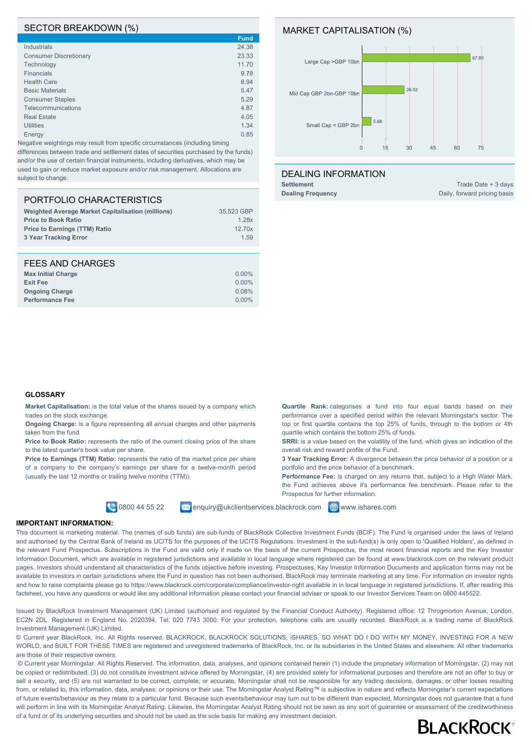## SECTOR BREAKDOWN (%)

| | Fund |
|---|---|
| Industrials | 24.38 |
| Consumer Discretionary | 23.33 |
| Technology | 11.70 |
| Financials | 9.78 |
| Health Care | 8.94 |
| Basic Materials | 5.47 |
| Consumer Staples | 5.29 |
| Telecommunications | 4.87 |
| Real Estate | 4.05 |
| Utilities | 1.34 |
| Energy | 0.85 |

Negative weightings may result from specific circumstances (including timing differences between trade and settlement dates of securities purchased by the funds) and/or the use of certain financial instruments, including derivatives, which may be used to gain or reduce market exposure and/or risk management. Allocations are subject to change.

## MARKET CAPITALISATION (%)

| | % |
|---|---|
| Large Cap >GBP 10bn | 67.80 |
| Mid Cap GBP 2bn-GBP 10bn | 26.52 |
| Small Cap < GBP 2bn | 5.68 |

## PORTFOLIO CHARACTERISTICS

| | |
|---|---|
| **Weighted Average Market Capitalisation (millions)** | 35,523 GBP |
| **Price to Book Ratio** | 1.28x |
| **Price to Earnings (TTM) Ratio** | 12.70x |
| **3 Year Tracking Error** | 1.59 |

## DEALING INFORMATION

| | |
|---|---|
| **Settlement** | Trade Date + 3 days |
| **Dealing Frequency** | Daily, forward pricing basis |

## FEES AND CHARGES

| | |
|---|---|
| **Max Initial Charge** | 0.00% |
| **Exit Fee** | 0.00% |
| **Ongoing Charge** | 0.08% |
| **Performance Fee** | 0.00% |

### GLOSSARY

**Market Capitalisation:** is the total value of the shares issued by a company which trades on the stock exchange.

**Ongoing Charge:** is a figure representing all annual charges and other payments taken from the fund.

**Price to Book Ratio:** represents the ratio of the current closing price of the share to the latest quarter's book value per share.

**Price to Earnings (TTM) Ratio:** represents the ratio of the market price per share of a company to the company's earnings per share for a twelve-month period (usually the last 12 months or trailing twelve months (TTM)).

**Quartile Rank:** categorises a fund into four equal bands based on their performance over a specified period within the relevant Morningstar's sector. The top or first quartile contains the top 25% of funds, through to the bottom or 4th quartile which contains the bottom 25% of funds.

**SRRI:** is a value based on the volatility of the fund, which gives an indication of the overall risk and reward profile of the Fund.

**3 Year Tracking Error:** A divergence between the price behavior of a position or a portfolio and the price behavior of a benchmark.

**Performance Fee:** is charged on any returns that, subject to a High Water Mark, the Fund achieves above it's performance fee benchmark. Please refer to the Prospectus for further information.

0800 44 55 22 | enquiry@ukclientservices.blackrock.com | www.ishares.com

**IMPORTANT INFORMATION:**

This document is marketing material. The (names of sub funds) are sub-funds of BlackRock Collective Investment Funds (BCIF). The Fund is organised under the laws of Ireland and authorised by the Central Bank of Ireland as UCITS for the purposes of the UCITS Regulations. Investment in the sub-fund(s) is only open to 'Qualified Holders', as defined in the relevant Fund Prospectus. Subscriptions in the Fund are valid only if made on the basis of the current Prospectus, the most recent financial reports and the Key Investor Information Document, which are available in registered jurisdictions and available in local language where registered can be found at www.blackrock.com on the relevant product pages. Investors should understand all characteristics of the funds objective before investing. Prospectuses, Key Investor Information Documents and application forms may not be available to investors in certain jurisdictions where the Fund in question has not been authorised. BlackRock may terminate marketing at any time. For information on investor rights and how to raise complaints please go to https://www.blackrock.com/corporate/compliance/investor-right available in in local language in registered jurisdictions. If, after reading this factsheet, you have any questions or would like any additional information please contact your financial adviser or speak to our Investor Services Team on 0800 445522.

Issued by BlackRock Investment Management (UK) Limited (authorised and regulated by the Financial Conduct Authority). Registered office: 12 Throgmorton Avenue, London, EC2N 2DL. Registered in England No. 2020394. Tel: 020 7743 3000. For your protection, telephone calls are usually recorded. BlackRock is a trading name of BlackRock Investment Management (UK) Limited.

© Current year BlackRock, Inc. All Rights reserved. BLACKROCK, BLACKROCK SOLUTIONS, iSHARES, SO WHAT DO I DO WITH MY MONEY, INVESTING FOR A NEW WORLD, and BUILT FOR THESE TIMES are registered and unregistered trademarks of BlackRock, Inc. or its subsidiaries in the United States and elsewhere. All other trademarks are those of their respective owners.

© Current year Morningstar. All Rights Reserved. The information, data, analyses, and opinions contained herein (1) include the proprietary information of Morningstar, (2) may not be copied or redistributed, (3) do not constitute investment advice offered by Morningstar, (4) are provided solely for informational purposes and therefore are not an offer to buy or sell a security, and (5) are not warranted to be correct, complete, or accurate. Morningstar shall not be responsible for any trading decisions, damages, or other losses resulting from, or related to, this information, data, analyses, or opinions or their use. The Morningstar Analyst Rating™ is subjective in nature and reflects Morningstar's current expectations of future events/behaviour as they relate to a particular fund. Because such events/behaviour may turn out to be different than expected, Morningstar does not guarantee that a fund will perform in line with its Morningstar Analyst Rating. Likewise, the Morningstar Analyst Rating should not be seen as any sort of guarantee or assessment of the creditworthiness of a fund or of its underlying securities and should not be used as the sole basis for making any investment decision.

BLACKROCK®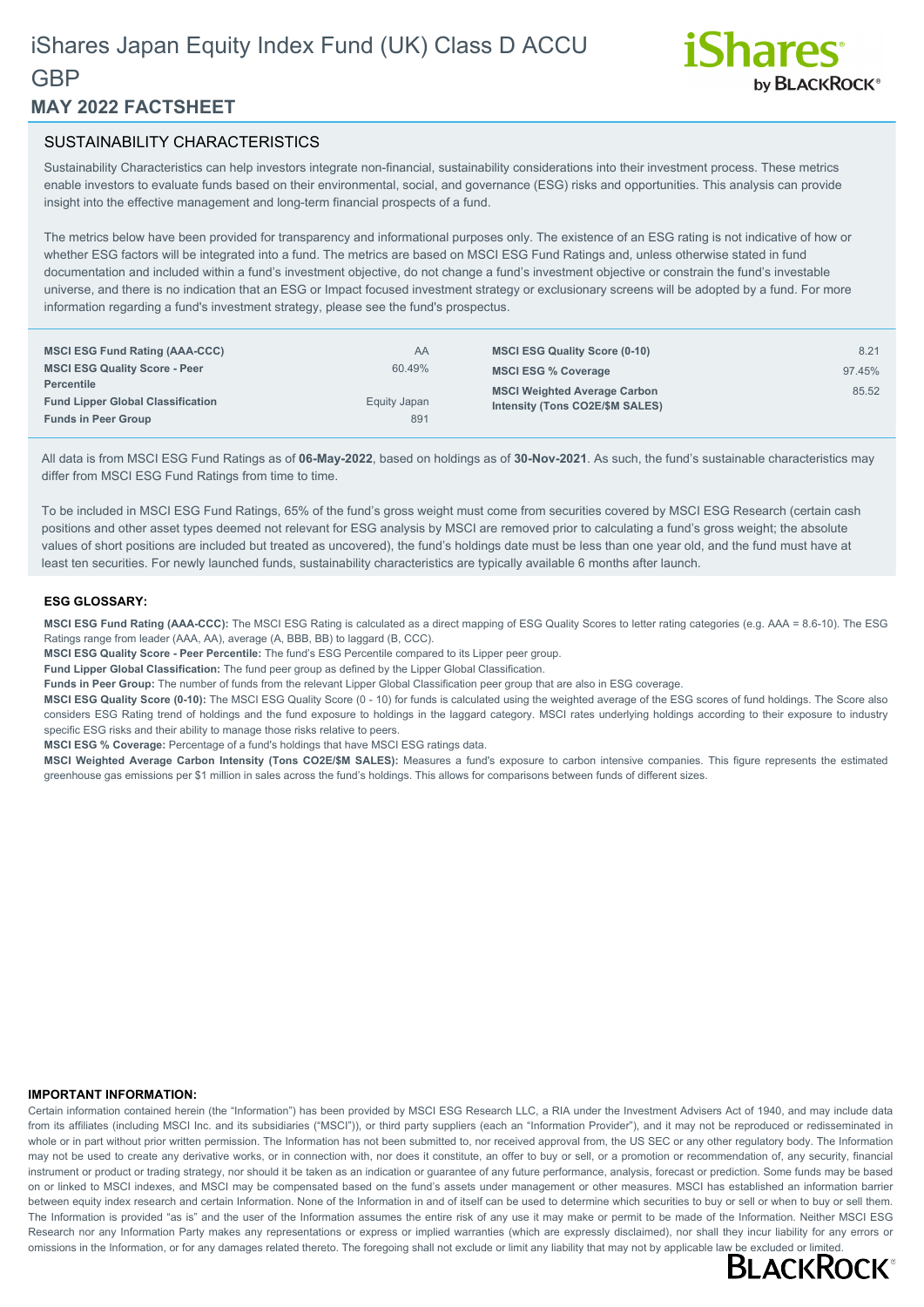# iShares Japan Equity Index Fund (UK) Class D ACCU GBP

## MAY 2022 FACTSHEET

### SUSTAINABILITY CHARACTERISTICS

Sustainability Characteristics can help investors integrate non-financial, sustainability considerations into their investment process. These metrics enable investors to evaluate funds based on their environmental, social, and governance (ESG) risks and opportunities. This analysis can provide insight into the effective management and long-term financial prospects of a fund.

The metrics below have been provided for transparency and informational purposes only. The existence of an ESG rating is not indicative of how or whether ESG factors will be integrated into a fund. The metrics are based on MSCI ESG Fund Ratings and, unless otherwise stated in fund documentation and included within a fund's investment objective, do not change a fund's investment objective or constrain the fund's investable universe, and there is no indication that an ESG or Impact focused investment strategy or exclusionary screens will be adopted by a fund. For more information regarding a fund's investment strategy, please see the fund's prospectus.

| | | | |
|---|---|---|---|
| **MSCI ESG Fund Rating (AAA-CCC)** | AA | **MSCI ESG Quality Score (0-10)** | 8.21 |
| **MSCI ESG Quality Score - Peer Percentile** | 60.49% | **MSCI ESG % Coverage** | 97.45% |
| **Fund Lipper Global Classification** | Equity Japan | **MSCI Weighted Average Carbon Intensity (Tons CO2E/$M SALES)** | 85.52 |
| **Funds in Peer Group** | 891 | | |

All data is from MSCI ESG Fund Ratings as of **06-May-2022**, based on holdings as of **30-Nov-2021**. As such, the fund's sustainable characteristics may differ from MSCI ESG Fund Ratings from time to time.

To be included in MSCI ESG Fund Ratings, 65% of the fund's gross weight must come from securities covered by MSCI ESG Research (certain cash positions and other asset types deemed not relevant for ESG analysis by MSCI are removed prior to calculating a fund's gross weight; the absolute values of short positions are included but treated as uncovered), the fund's holdings date must be less than one year old, and the fund must have at least ten securities. For newly launched funds, sustainability characteristics are typically available 6 months after launch.

#### ESG GLOSSARY:

**MSCI ESG Fund Rating (AAA-CCC):** The MSCI ESG Rating is calculated as a direct mapping of ESG Quality Scores to letter rating categories (e.g. AAA = 8.6-10). The ESG Ratings range from leader (AAA, AA), average (A, BBB, BB) to laggard (B, CCC).

**MSCI ESG Quality Score - Peer Percentile:** The fund's ESG Percentile compared to its Lipper peer group.

**Fund Lipper Global Classification:** The fund peer group as defined by the Lipper Global Classification.

**Funds in Peer Group:** The number of funds from the relevant Lipper Global Classification peer group that are also in ESG coverage.

**MSCI ESG Quality Score (0-10):** The MSCI ESG Quality Score (0 - 10) for funds is calculated using the weighted average of the ESG scores of fund holdings. The Score also considers ESG Rating trend of holdings and the fund exposure to holdings in the laggard category. MSCI rates underlying holdings according to their exposure to industry specific ESG risks and their ability to manage those risks relative to peers.

**MSCI ESG % Coverage:** Percentage of a fund's holdings that have MSCI ESG ratings data.

**MSCI Weighted Average Carbon Intensity (Tons CO2E/$M SALES):** Measures a fund's exposure to carbon intensive companies. This figure represents the estimated greenhouse gas emissions per $1 million in sales across the fund's holdings. This allows for comparisons between funds of different sizes.

#### IMPORTANT INFORMATION:

Certain information contained herein (the "Information") has been provided by MSCI ESG Research LLC, a RIA under the Investment Advisers Act of 1940, and may include data from its affiliates (including MSCI Inc. and its subsidiaries ("MSCI")), or third party suppliers (each an "Information Provider"), and it may not be reproduced or redisseminated in whole or in part without prior written permission. The Information has not been submitted to, nor received approval from, the US SEC or any other regulatory body. The Information may not be used to create any derivative works, or in connection with, nor does it constitute, an offer to buy or sell, or a promotion or recommendation of, any security, financial instrument or product or trading strategy, nor should it be taken as an indication or guarantee of any future performance, analysis, forecast or prediction. Some funds may be based on or linked to MSCI indexes, and MSCI may be compensated based on the fund's assets under management or other measures. MSCI has established an information barrier between equity index research and certain Information. None of the Information in and of itself can be used to determine which securities to buy or sell or when to buy or sell them. The Information is provided "as is" and the user of the Information assumes the entire risk of any use it may make or permit to be made of the Information. Neither MSCI ESG Research nor any Information Party makes any representations or express or implied warranties (which are expressly disclaimed), nor shall they incur liability for any errors or omissions in the Information, or for any damages related thereto. The foregoing shall not exclude or limit any liability that may not by applicable law be excluded or limited.